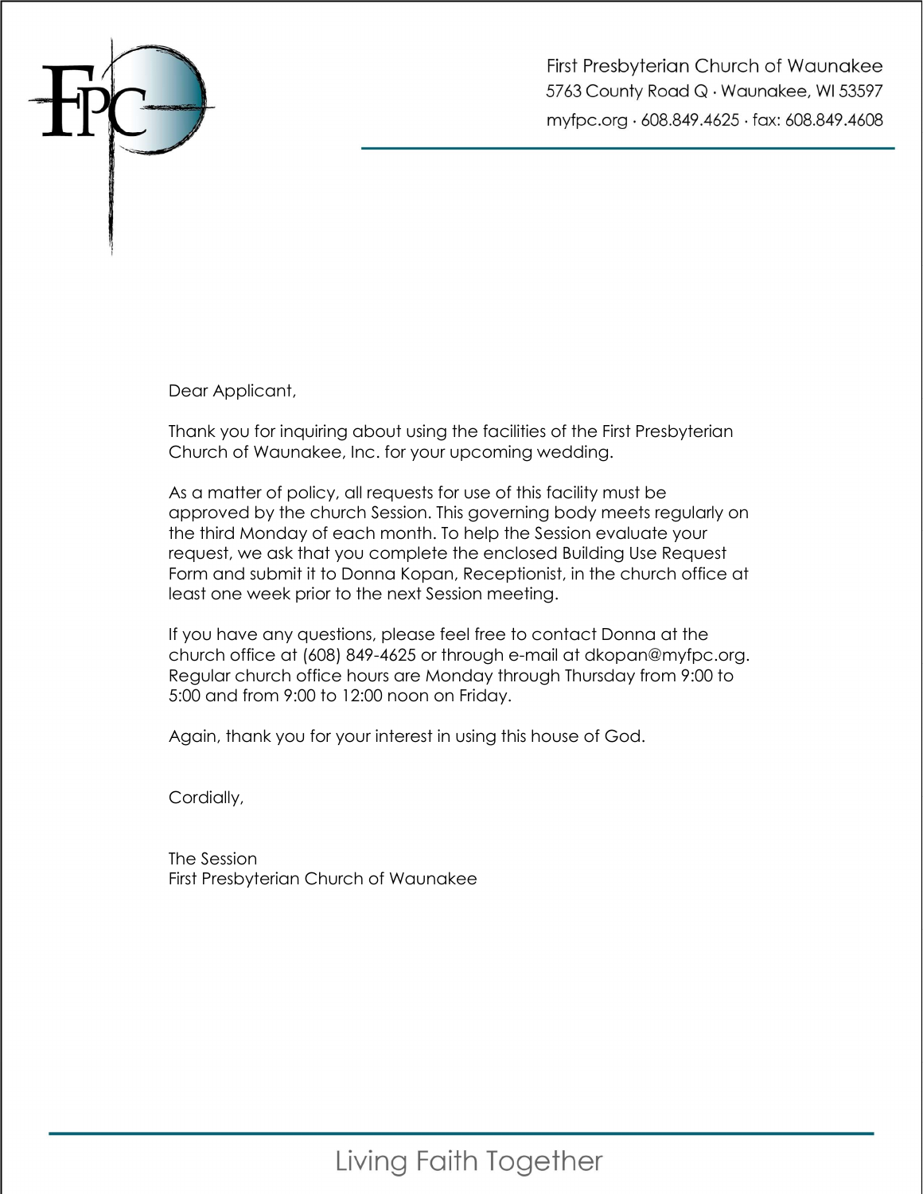First Presbyterian Church of Waunakee
5763 County Road Q · Waunakee, WI 53597
myfpc.org · 608.849.4625 · fax: 608.849.4608

Dear Applicant,

Thank you for inquiring about using the facilities of the First Presbyterian Church of Waunakee, Inc. for your upcoming wedding.

As a matter of policy, all requests for use of this facility must be approved by the church Session. This governing body meets regularly on the third Monday of each month. To help the Session evaluate your request, we ask that you complete the enclosed Building Use Request Form and submit it to Donna Kopan, Receptionist, in the church office at least one week prior to the next Session meeting.

If you have any questions, please feel free to contact Donna at the church office at (608) 849-4625 or through e-mail at dkopan@myfpc.org. Regular church office hours are Monday through Thursday from 9:00 to 5:00 and from 9:00 to 12:00 noon on Friday.

Again, thank you for your interest in using this house of God.

Cordially,

The Session
First Presbyterian Church of Waunakee

Living Faith Together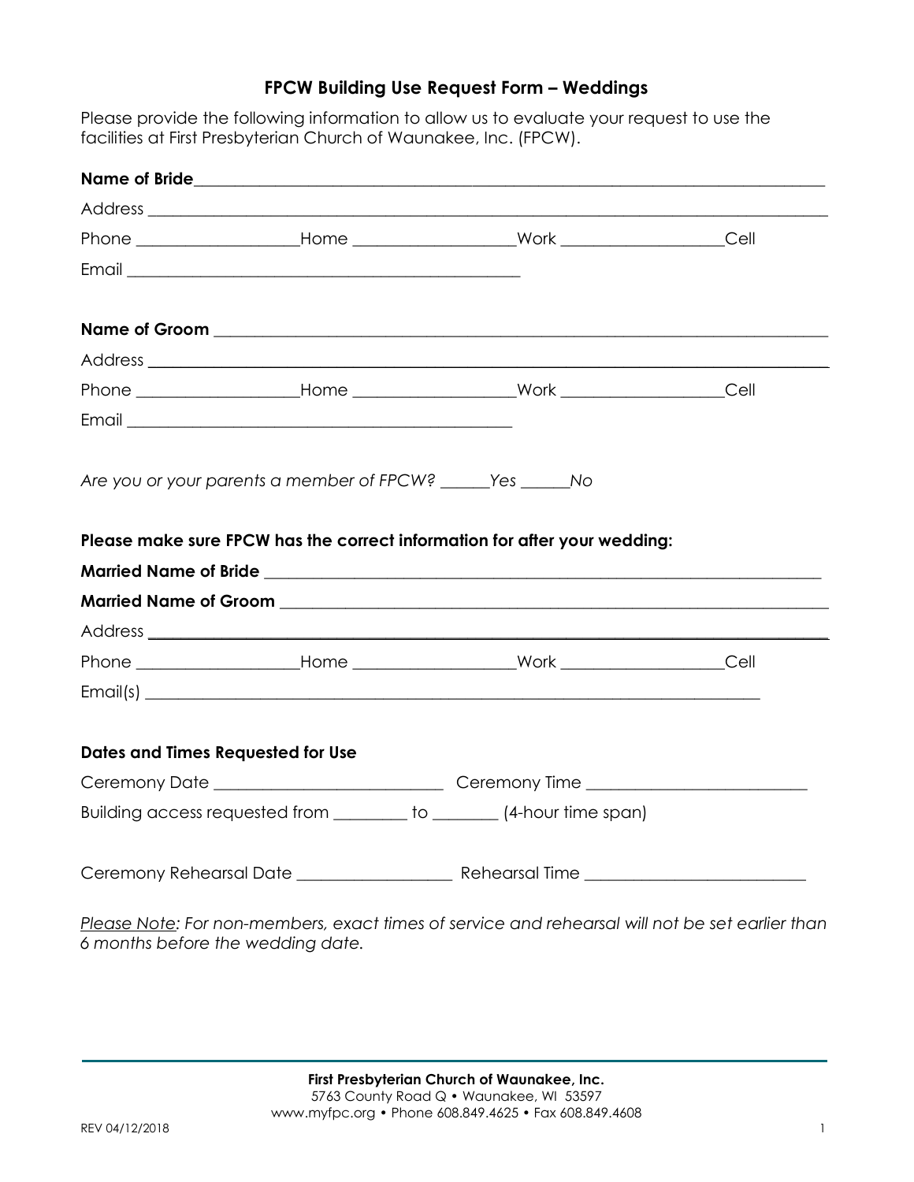## FPCW Building Use Request Form – Weddings

Please provide the following information to allow us to evaluate your request to use the facilities at First Presbyterian Church of Waunakee, Inc. (FPCW).

**Name of Bride**\_\_\_\_\_\_\_\_\_\_\_\_\_\_\_\_\_\_\_\_\_\_\_\_\_\_\_\_\_\_\_\_\_\_\_\_\_\_\_\_\_\_\_\_\_\_\_\_\_\_\_\_\_\_\_\_\_\_

Address \_\_\_\_\_\_\_\_\_\_\_\_\_\_\_\_\_\_\_\_\_\_\_\_\_\_\_\_\_\_\_\_\_\_\_\_\_\_\_\_\_\_\_\_\_\_\_\_\_\_\_\_\_\_\_\_\_\_\_\_\_\_

Phone \_\_\_\_\_\_\_\_\_\_\_\_\_\_\_Home \_\_\_\_\_\_\_\_\_\_\_\_\_\_\_Work \_\_\_\_\_\_\_\_\_\_\_\_\_\_\_Cell

Email \_\_\_\_\_\_\_\_\_\_\_\_\_\_\_\_\_\_\_\_\_\_\_\_\_\_\_\_\_\_\_\_\_\_\_\_\_\_

**Name of Groom** \_\_\_\_\_\_\_\_\_\_\_\_\_\_\_\_\_\_\_\_\_\_\_\_\_\_\_\_\_\_\_\_\_\_\_\_\_\_\_\_\_\_\_\_\_\_\_\_\_\_\_\_\_\_\_\_

Address \_\_\_\_\_\_\_\_\_\_\_\_\_\_\_\_\_\_\_\_\_\_\_\_\_\_\_\_\_\_\_\_\_\_\_\_\_\_\_\_\_\_\_\_\_\_\_\_\_\_\_\_\_\_\_\_\_\_\_\_\_\_

Phone \_\_\_\_\_\_\_\_\_\_\_\_\_\_\_Home \_\_\_\_\_\_\_\_\_\_\_\_\_\_\_Work \_\_\_\_\_\_\_\_\_\_\_\_\_\_\_Cell

Email \_\_\_\_\_\_\_\_\_\_\_\_\_\_\_\_\_\_\_\_\_\_\_\_\_\_\_\_\_\_\_\_\_\_\_\_\_\_

*Are you or your parents a member of FPCW? \_\_\_\_\_Yes \_\_\_\_\_No*

**Please make sure FPCW has the correct information for after your wedding:**

**Married Name of Bride** \_\_\_\_\_\_\_\_\_\_\_\_\_\_\_\_\_\_\_\_\_\_\_\_\_\_\_\_\_\_\_\_\_\_\_\_\_\_\_\_\_\_\_\_\_\_\_\_\_\_\_\_

**Married Name of Groom** \_\_\_\_\_\_\_\_\_\_\_\_\_\_\_\_\_\_\_\_\_\_\_\_\_\_\_\_\_\_\_\_\_\_\_\_\_\_\_\_\_\_\_\_\_\_\_\_\_\_\_

Address \_\_\_\_\_\_\_\_\_\_\_\_\_\_\_\_\_\_\_\_\_\_\_\_\_\_\_\_\_\_\_\_\_\_\_\_\_\_\_\_\_\_\_\_\_\_\_\_\_\_\_\_\_\_\_\_\_\_\_\_\_\_

Phone \_\_\_\_\_\_\_\_\_\_\_\_\_\_\_Home \_\_\_\_\_\_\_\_\_\_\_\_\_\_\_Work \_\_\_\_\_\_\_\_\_\_\_\_\_\_\_Cell

Email(s) \_\_\_\_\_\_\_\_\_\_\_\_\_\_\_\_\_\_\_\_\_\_\_\_\_\_\_\_\_\_\_\_\_\_\_\_\_\_\_\_\_\_\_\_\_\_\_\_\_\_\_\_\_\_\_\_\_\_

**Dates and Times Requested for Use**

Ceremony Date \_\_\_\_\_\_\_\_\_\_\_\_\_\_\_\_\_\_\_\_\_\_ Ceremony Time \_\_\_\_\_\_\_\_\_\_\_\_\_\_\_\_\_\_\_\_

Building access requested from \_\_\_\_\_\_\_ to \_\_\_\_\_\_\_ (4-hour time span)

Ceremony Rehearsal Date \_\_\_\_\_\_\_\_\_\_\_\_\_\_\_ Rehearsal Time \_\_\_\_\_\_\_\_\_\_\_\_\_\_\_\_\_\_\_\_

*<u>Please Note</u>: For non-members, exact times of service and rehearsal will not be set earlier than 6 months before the wedding date.*

**First Presbyterian Church of Waunakee, Inc.**
5763 County Road Q • Waunakee, WI 53597
www.myfpc.org • Phone 608.849.4625 • Fax 608.849.4608

REV 04/12/2018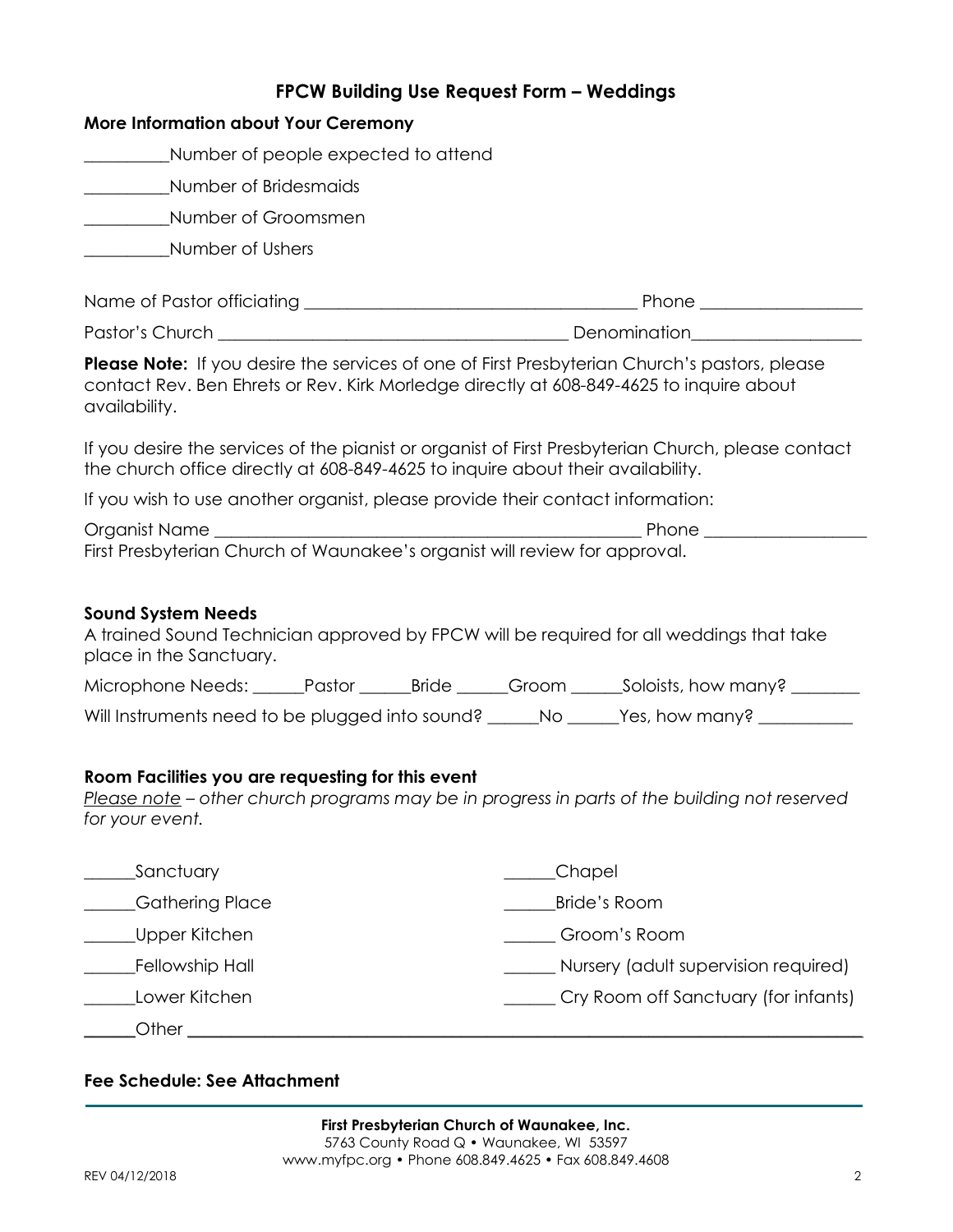## FPCW Building Use Request Form – Weddings

**More Information about Your Ceremony**

__________Number of people expected to attend

__________Number of Bridesmaids

__________Number of Groomsmen

__________Number of Ushers

Name of Pastor officiating ______________________________________ Phone __________________

Pastor's Church ________________________________________ Denomination___________________

**Please Note:** If you desire the services of one of First Presbyterian Church's pastors, please contact Rev. Ben Ehrets or Rev. Kirk Morledge directly at 608-849-4625 to inquire about availability.

If you desire the services of the pianist or organist of First Presbyterian Church, please contact the church office directly at 608-849-4625 to inquire about their availability.

If you wish to use another organist, please provide their contact information:

Organist Name _________________________________________________ Phone __________________
First Presbyterian Church of Waunakee's organist will review for approval.

**Sound System Needs**

A trained Sound Technician approved by FPCW will be required for all weddings that take place in the Sanctuary.

Microphone Needs: ______Pastor ______Bride ______Groom ______Soloists, how many? ________

Will Instruments need to be plugged into sound? ______No ______Yes, how many? ___________

**Room Facilities you are requesting for this event**

*Please note – other church programs may be in progress in parts of the building not reserved for your event.*

______Sanctuary

______Gathering Place

______Upper Kitchen

______Fellowship Hall

______Lower Kitchen

______Chapel

______Bride's Room

______ Groom's Room

______ Nursery (adult supervision required)

______ Cry Room off Sanctuary (for infants)

______Other ____________________________________________________________________________

**Fee Schedule: See Attachment**

**First Presbyterian Church of Waunakee, Inc.**
5763 County Road Q • Waunakee, WI 53597
www.myfpc.org • Phone 608.849.4625 • Fax 608.849.4608

REV 04/12/2018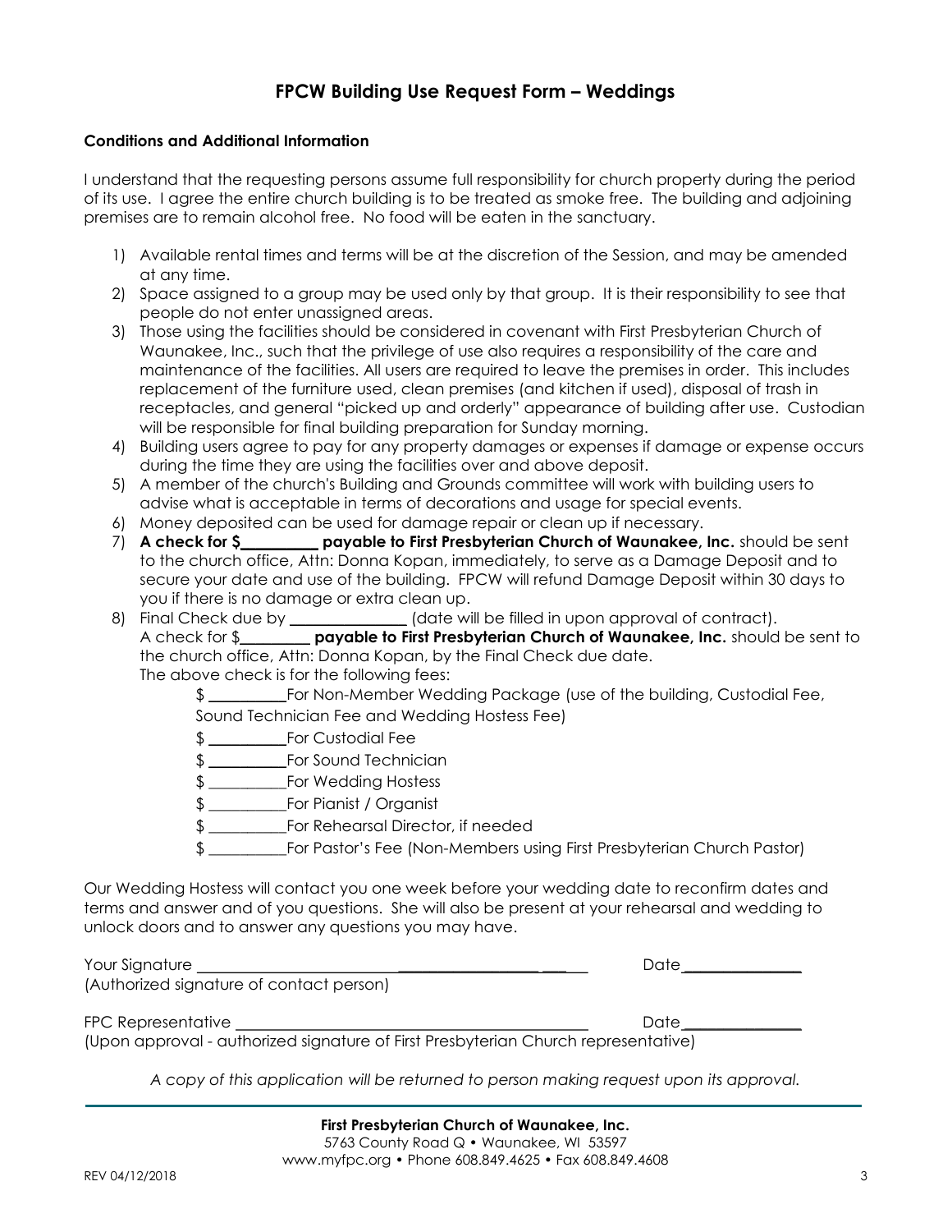# FPCW Building Use Request Form – Weddings

**Conditions and Additional Information**

I understand that the requesting persons assume full responsibility for church property during the period of its use. I agree the entire church building is to be treated as smoke free. The building and adjoining premises are to remain alcohol free. No food will be eaten in the sanctuary.

1) Available rental times and terms will be at the discretion of the Session, and may be amended at any time.
2) Space assigned to a group may be used only by that group. It is their responsibility to see that people do not enter unassigned areas.
3) Those using the facilities should be considered in covenant with First Presbyterian Church of Waunakee, Inc., such that the privilege of use also requires a responsibility of the care and maintenance of the facilities. All users are required to leave the premises in order. This includes replacement of the furniture used, clean premises (and kitchen if used), disposal of trash in receptacles, and general "picked up and orderly" appearance of building after use. Custodian will be responsible for final building preparation for Sunday morning.
4) Building users agree to pay for any property damages or expenses if damage or expense occurs during the time they are using the facilities over and above deposit.
5) A member of the church's Building and Grounds committee will work with building users to advise what is acceptable in terms of decorations and usage for special events.
6) Money deposited can be used for damage repair or clean up if necessary.
7) **A check for $_________ payable to First Presbyterian Church of Waunakee, Inc.** should be sent to the church office, Attn: Donna Kopan, immediately, to serve as a Damage Deposit and to secure your date and use of the building. FPCW will refund Damage Deposit within 30 days to you if there is no damage or extra clean up.
8) Final Check due by ______________ (date will be filled in upon approval of contract).
   A check for $_________ **payable to First Presbyterian Church of Waunakee, Inc.** should be sent to the church office, Attn: Donna Kopan, by the Final Check due date.
   The above check is for the following fees:
   - $ __________For Non-Member Wedding Package (use of the building, Custodial Fee, Sound Technician Fee and Wedding Hostess Fee)
   - $ __________For Custodial Fee
   - $ __________For Sound Technician
   - $ __________For Wedding Hostess
   - $ __________For Pianist / Organist
   - $ __________For Rehearsal Director, if needed
   - $ __________For Pastor's Fee (Non-Members using First Presbyterian Church Pastor)

Our Wedding Hostess will contact you one week before your wedding date to reconfirm dates and terms and answer and of you questions. She will also be present at your rehearsal and wedding to unlock doors and to answer any questions you may have.

Your Signature ____________________________________________ Date______________
(Authorized signature of contact person)

FPC Representative ____________________________________________ Date______________
(Upon approval - authorized signature of First Presbyterian Church representative)

*A copy of this application will be returned to person making request upon its approval.*

**First Presbyterian Church of Waunakee, Inc.**
5763 County Road Q • Waunakee, WI 53597
www.myfpc.org • Phone 608.849.4625 • Fax 608.849.4608

REV 04/12/2018